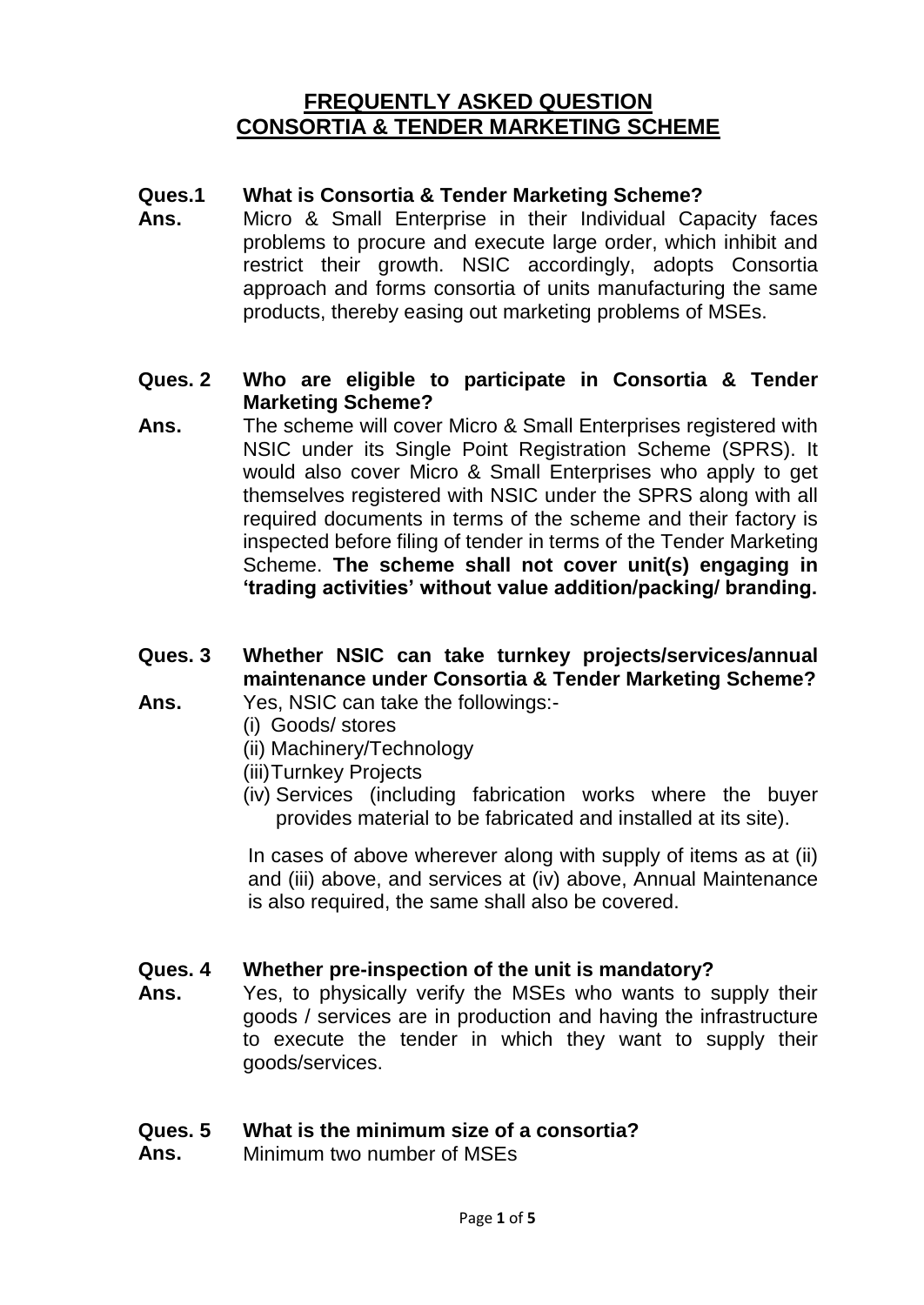# FREQUENTLY ASKED QUESTION
# CONSORTIA & TENDER MARKETING SCHEME

**Ques.1 What is Consortia & Tender Marketing Scheme?**

**Ans.** Micro & Small Enterprise in their Individual Capacity faces problems to procure and execute large order, which inhibit and restrict their growth. NSIC accordingly, adopts Consortia approach and forms consortia of units manufacturing the same products, thereby easing out marketing problems of MSEs.

**Ques. 2 Who are eligible to participate in Consortia & Tender Marketing Scheme?**

**Ans.** The scheme will cover Micro & Small Enterprises registered with NSIC under its Single Point Registration Scheme (SPRS). It would also cover Micro & Small Enterprises who apply to get themselves registered with NSIC under the SPRS along with all required documents in terms of the scheme and their factory is inspected before filing of tender in terms of the Tender Marketing Scheme. **The scheme shall not cover unit(s) engaging in 'trading activities' without value addition/packing/ branding.**

**Ques. 3 Whether NSIC can take turnkey projects/services/annual maintenance under Consortia & Tender Marketing Scheme?**

**Ans.** Yes, NSIC can take the followings:-

(i) Goods/ stores
(ii) Machinery/Technology
(iii) Turnkey Projects
(iv) Services (including fabrication works where the buyer provides material to be fabricated and installed at its site).

In cases of above wherever along with supply of items as at (ii) and (iii) above, and services at (iv) above, Annual Maintenance is also required, the same shall also be covered.

**Ques. 4 Whether pre-inspection of the unit is mandatory?**

**Ans.** Yes, to physically verify the MSEs who wants to supply their goods / services are in production and having the infrastructure to execute the tender in which they want to supply their goods/services.

**Ques. 5 What is the minimum size of a consortia?**

**Ans.** Minimum two number of MSEs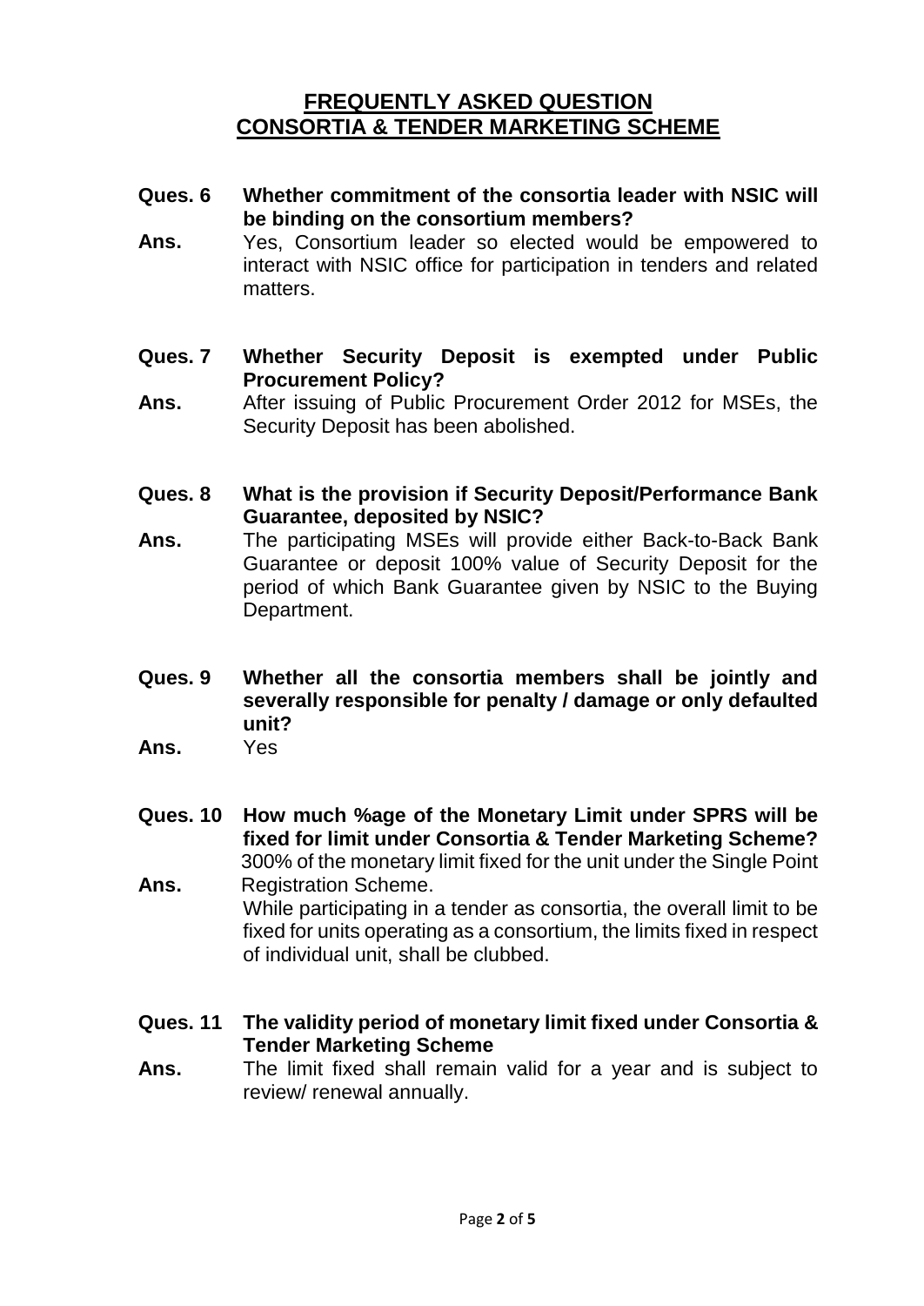# FREQUENTLY ASKED QUESTION
# CONSORTIA & TENDER MARKETING SCHEME

**Ques. 6 Whether commitment of the consortia leader with NSIC will be binding on the consortium members?**

**Ans.** Yes, Consortium leader so elected would be empowered to interact with NSIC office for participation in tenders and related matters.

**Ques. 7 Whether Security Deposit is exempted under Public Procurement Policy?**

**Ans.** After issuing of Public Procurement Order 2012 for MSEs, the Security Deposit has been abolished.

**Ques. 8 What is the provision if Security Deposit/Performance Bank Guarantee, deposited by NSIC?**

**Ans.** The participating MSEs will provide either Back-to-Back Bank Guarantee or deposit 100% value of Security Deposit for the period of which Bank Guarantee given by NSIC to the Buying Department.

**Ques. 9 Whether all the consortia members shall be jointly and severally responsible for penalty / damage or only defaulted unit?**

**Ans.** Yes

**Ques. 10 How much %age of the Monetary Limit under SPRS will be fixed for limit under Consortia & Tender Marketing Scheme?**

**Ans.** 300% of the monetary limit fixed for the unit under the Single Point Registration Scheme.

While participating in a tender as consortia, the overall limit to be fixed for units operating as a consortium, the limits fixed in respect of individual unit, shall be clubbed.

**Ques. 11 The validity period of monetary limit fixed under Consortia & Tender Marketing Scheme**

**Ans.** The limit fixed shall remain valid for a year and is subject to review/ renewal annually.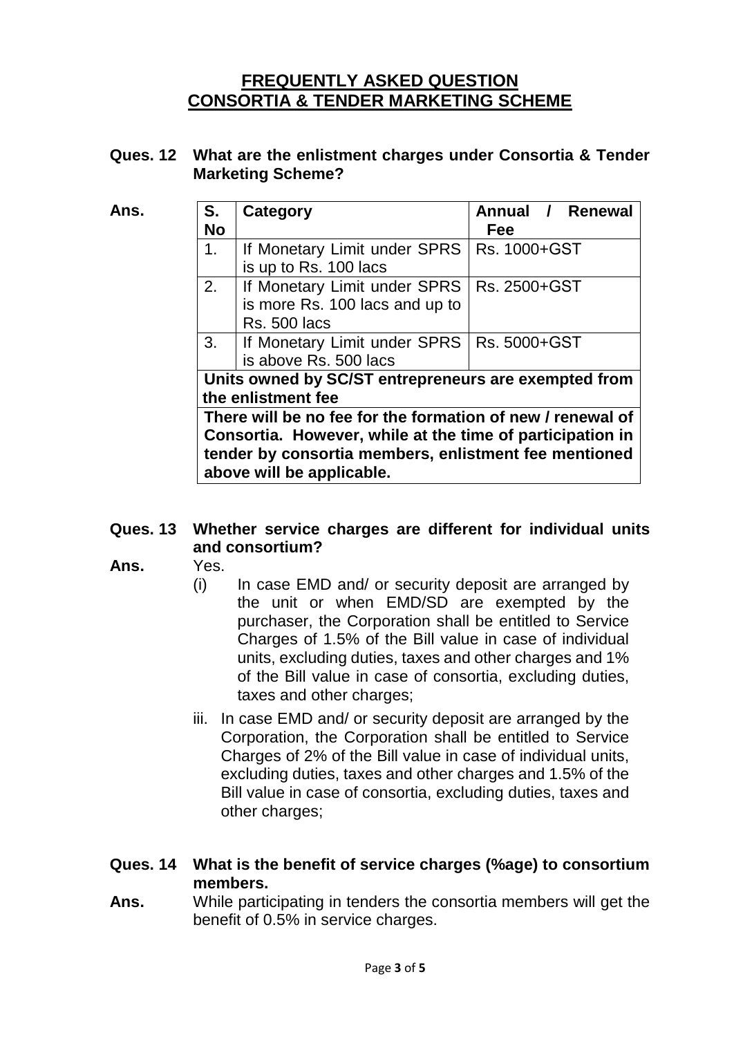# FREQUENTLY ASKED QUESTION
# CONSORTIA & TENDER MARKETING SCHEME

**Ques. 12 What are the enlistment charges under Consortia & Tender Marketing Scheme?**

**Ans.**

| S. No | Category | Annual / Renewal Fee |
|---|---|---|
| 1. | If Monetary Limit under SPRS is up to Rs. 100 lacs | Rs. 1000+GST |
| 2. | If Monetary Limit under SPRS is more Rs. 100 lacs and up to Rs. 500 lacs | Rs. 2500+GST |
| 3. | If Monetary Limit under SPRS is above Rs. 500 lacs | Rs. 5000+GST |
| **Units owned by SC/ST entrepreneurs are exempted from the enlistment fee** | | |
| **There will be no fee for the formation of new / renewal of Consortia. However, while at the time of participation in tender by consortia members, enlistment fee mentioned above will be applicable.** | | |

**Ques. 13 Whether service charges are different for individual units and consortium?**

**Ans.** Yes.

(i) In case EMD and/ or security deposit are arranged by the unit or when EMD/SD are exempted by the purchaser, the Corporation shall be entitled to Service Charges of 1.5% of the Bill value in case of individual units, excluding duties, taxes and other charges and 1% of the Bill value in case of consortia, excluding duties, taxes and other charges;

iii. In case EMD and/ or security deposit are arranged by the Corporation, the Corporation shall be entitled to Service Charges of 2% of the Bill value in case of individual units, excluding duties, taxes and other charges and 1.5% of the Bill value in case of consortia, excluding duties, taxes and other charges;

**Ques. 14 What is the benefit of service charges (%age) to consortium members.**

**Ans.** While participating in tenders the consortia members will get the benefit of 0.5% in service charges.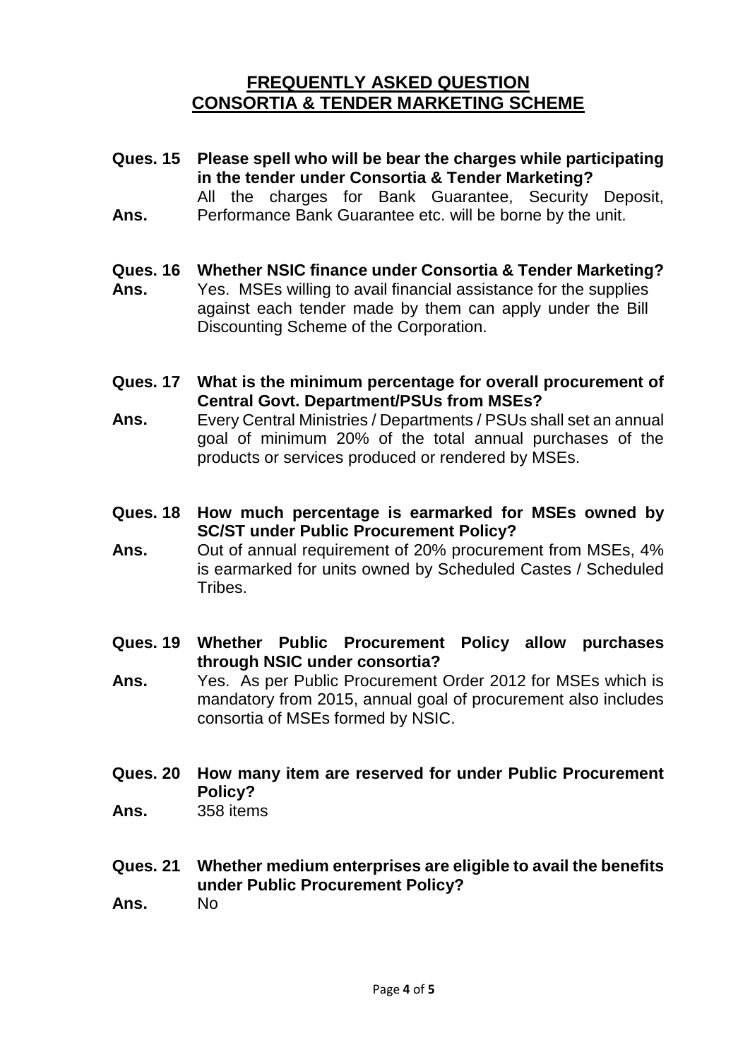## FREQUENTLY ASKED QUESTION
## CONSORTIA & TENDER MARKETING SCHEME

**Ques. 15 Please spell who will be bear the charges while participating in the tender under Consortia & Tender Marketing?**

**Ans.** All the charges for Bank Guarantee, Security Deposit, Performance Bank Guarantee etc. will be borne by the unit.

**Ques. 16 Whether NSIC finance under Consortia & Tender Marketing?**

**Ans.** Yes. MSEs willing to avail financial assistance for the supplies against each tender made by them can apply under the Bill Discounting Scheme of the Corporation.

**Ques. 17 What is the minimum percentage for overall procurement of Central Govt. Department/PSUs from MSEs?**

**Ans.** Every Central Ministries / Departments / PSUs shall set an annual goal of minimum 20% of the total annual purchases of the products or services produced or rendered by MSEs.

**Ques. 18 How much percentage is earmarked for MSEs owned by SC/ST under Public Procurement Policy?**

**Ans.** Out of annual requirement of 20% procurement from MSEs, 4% is earmarked for units owned by Scheduled Castes / Scheduled Tribes.

**Ques. 19 Whether Public Procurement Policy allow purchases through NSIC under consortia?**

**Ans.** Yes. As per Public Procurement Order 2012 for MSEs which is mandatory from 2015, annual goal of procurement also includes consortia of MSEs formed by NSIC.

**Ques. 20 How many item are reserved for under Public Procurement Policy?**

**Ans.** 358 items

**Ques. 21 Whether medium enterprises are eligible to avail the benefits under Public Procurement Policy?**

**Ans.** No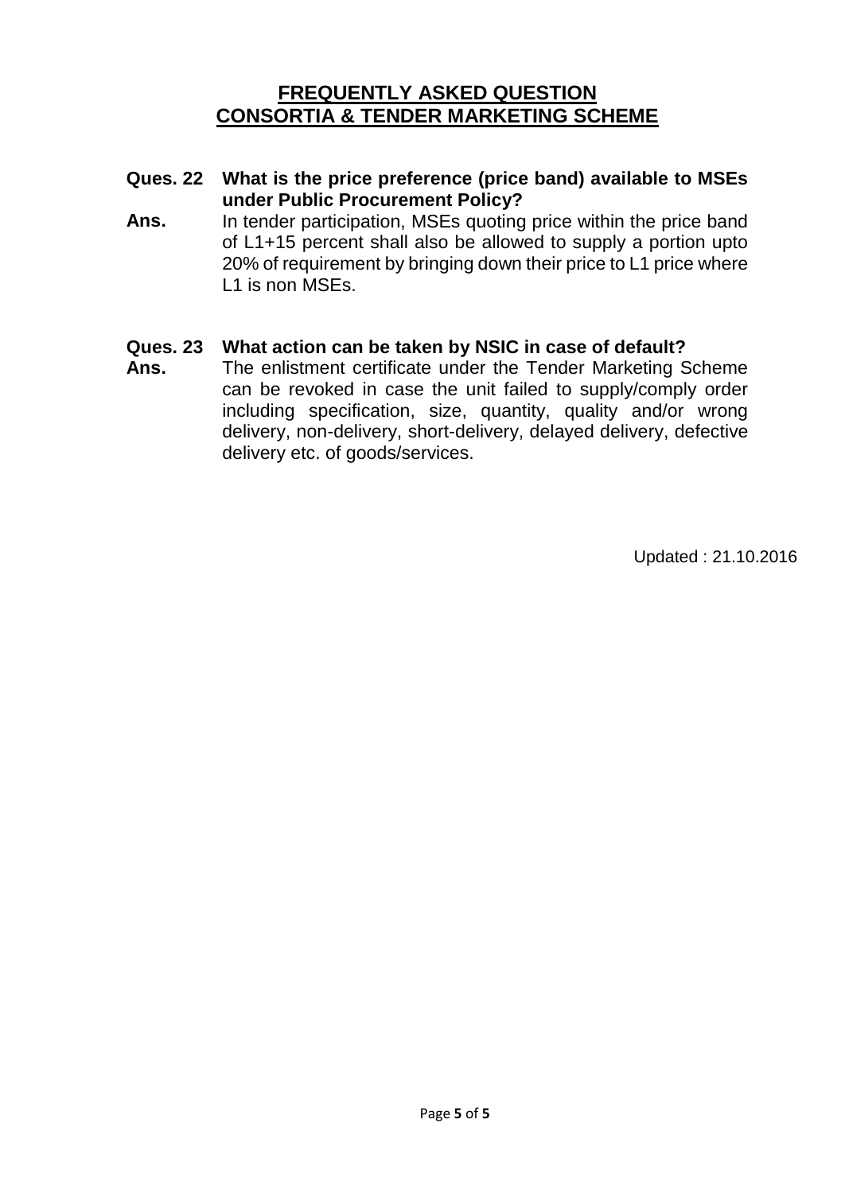# FREQUENTLY ASKED QUESTION
# CONSORTIA & TENDER MARKETING SCHEME

**Ques. 22 What is the price preference (price band) available to MSEs under Public Procurement Policy?**

**Ans.** In tender participation, MSEs quoting price within the price band of L1+15 percent shall also be allowed to supply a portion upto 20% of requirement by bringing down their price to L1 price where L1 is non MSEs.

**Ques. 23 What action can be taken by NSIC in case of default?**

**Ans.** The enlistment certificate under the Tender Marketing Scheme can be revoked in case the unit failed to supply/comply order including specification, size, quantity, quality and/or wrong delivery, non-delivery, short-delivery, delayed delivery, defective delivery etc. of goods/services.

Updated : 21.10.2016